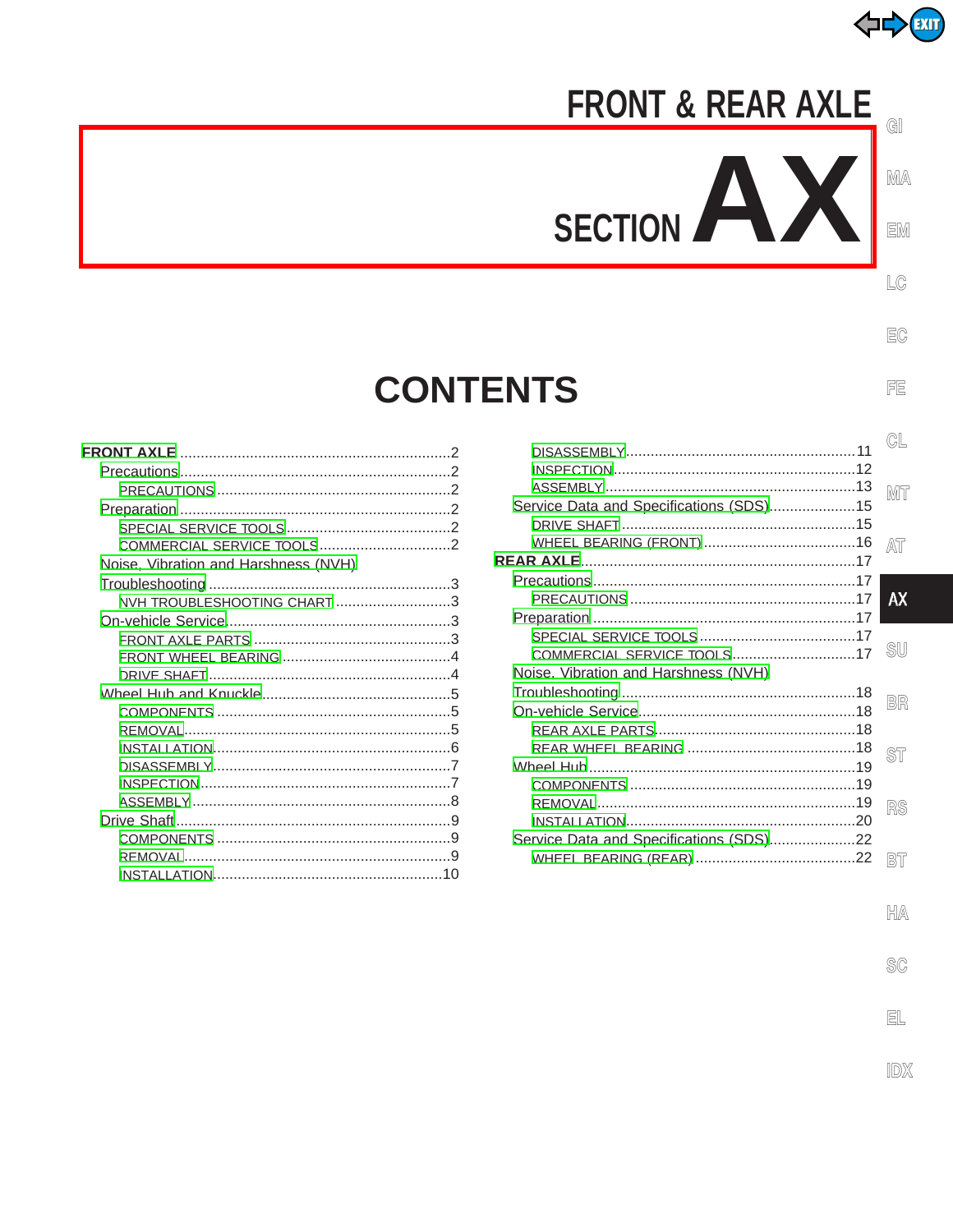# FRONT & REAR AXLE

# SECTION AX

## CONTENTS

**FRONT AXLE** .....2
- Precautions .....2
  - PRECAUTIONS .....2
- Preparation .....2
  - SPECIAL SERVICE TOOLS .....2
  - COMMERCIAL SERVICE TOOLS .....2
- Noise, Vibration and Harshness (NVH) Troubleshooting .....3
  - NVH TROUBLESHOOTING CHART .....3
- On-vehicle Service .....3
  - FRONT AXLE PARTS .....3
  - FRONT WHEEL BEARING .....4
  - DRIVE SHAFT .....4
- Wheel Hub and Knuckle .....5
  - COMPONENTS .....5
  - REMOVAL .....5
  - INSTALLATION .....6
  - DISASSEMBLY .....7
  - INSPECTION .....7
  - ASSEMBLY .....8
- Drive Shaft .....9
  - COMPONENTS .....9
  - REMOVAL .....9
  - INSTALLATION .....10
  - DISASSEMBLY .....11
  - INSPECTION .....12
  - ASSEMBLY .....13
- Service Data and Specifications (SDS) .....15
  - DRIVE SHAFT .....15
  - WHEEL BEARING (FRONT) .....16

**REAR AXLE** .....17
- Precautions .....17
  - PRECAUTIONS .....17
- Preparation .....17
  - SPECIAL SERVICE TOOLS .....17
  - COMMERCIAL SERVICE TOOLS .....17
- Noise, Vibration and Harshness (NVH) Troubleshooting .....18
- On-vehicle Service .....18
  - REAR AXLE PARTS .....18
  - REAR WHEEL BEARING .....18
- Wheel Hub .....19
  - COMPONENTS .....19
  - REMOVAL .....19
  - INSTALLATION .....20
- Service Data and Specifications (SDS) .....22
  - WHEEL BEARING (REAR) .....22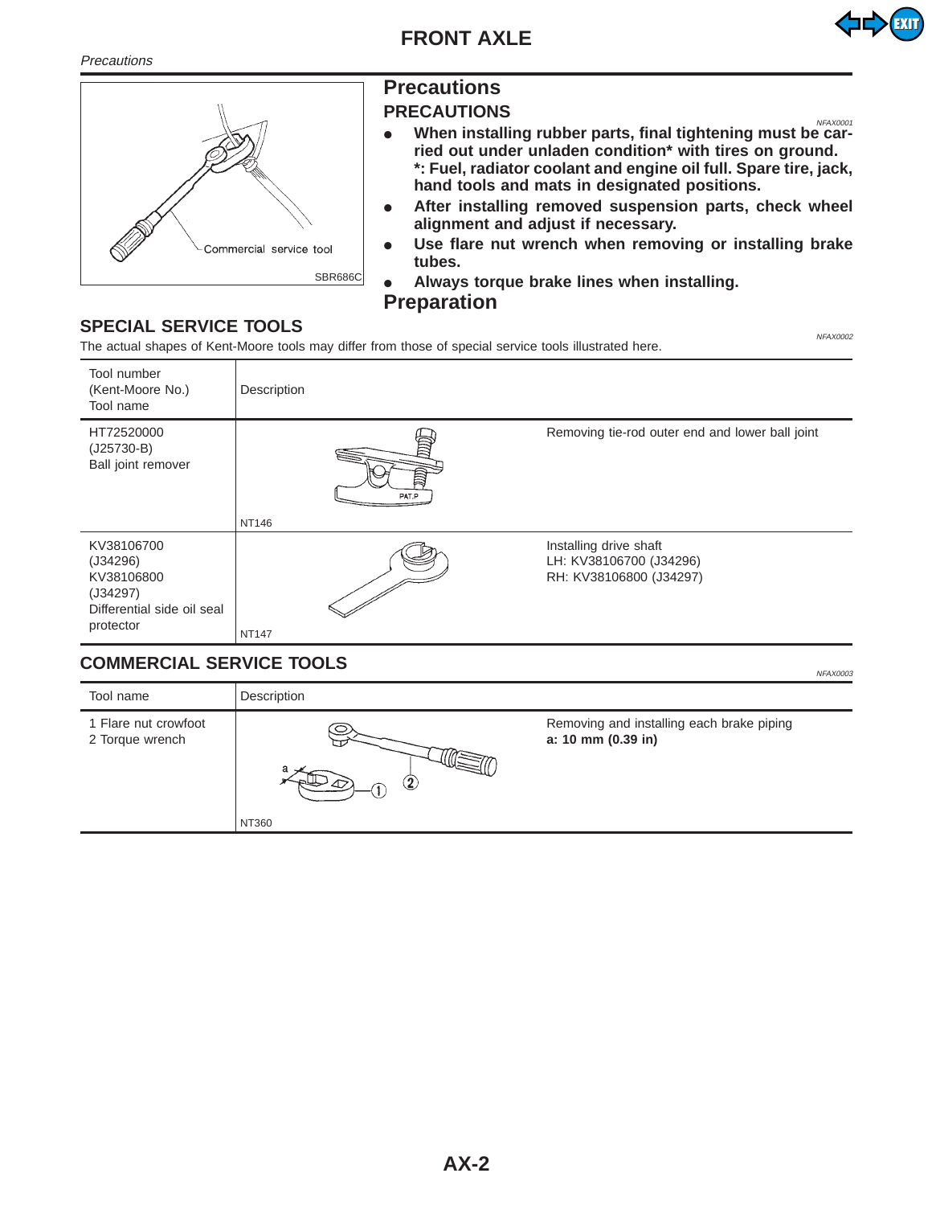# Precautions

## PRECAUTIONS

*NFAX0001*

- **When installing rubber parts, final tightening must be carried out under unladen condition\* with tires on ground.**
  **\*: Fuel, radiator coolant and engine oil full. Spare tire, jack, hand tools and mats in designated positions.**
- **After installing removed suspension parts, check wheel alignment and adjust if necessary.**
- **Use flare nut wrench when removing or installing brake tubes.**
- **Always torque brake lines when installing.**

Commercial service tool

SBR686C

# Preparation

## SPECIAL SERVICE TOOLS

*NFAX0002*

The actual shapes of Kent-Moore tools may differ from those of special service tools illustrated here.

| Tool number (Kent-Moore No.) Tool name | Description | |
|---|---|---|
| HT72520000 (J25730-B) Ball joint remover | NT146 | Removing tie-rod outer end and lower ball joint |
| KV38106700 (J34296) KV38106800 (J34297) Differential side oil seal protector | NT147 | Installing drive shaft LH: KV38106700 (J34296) RH: KV38106800 (J34297) |

## COMMERCIAL SERVICE TOOLS

*NFAX0003*

| Tool name | Description | |
|---|---|---|
| 1 Flare nut crowfoot 2 Torque wrench | NT360 | Removing and installing each brake piping **a: 10 mm (0.39 in)** |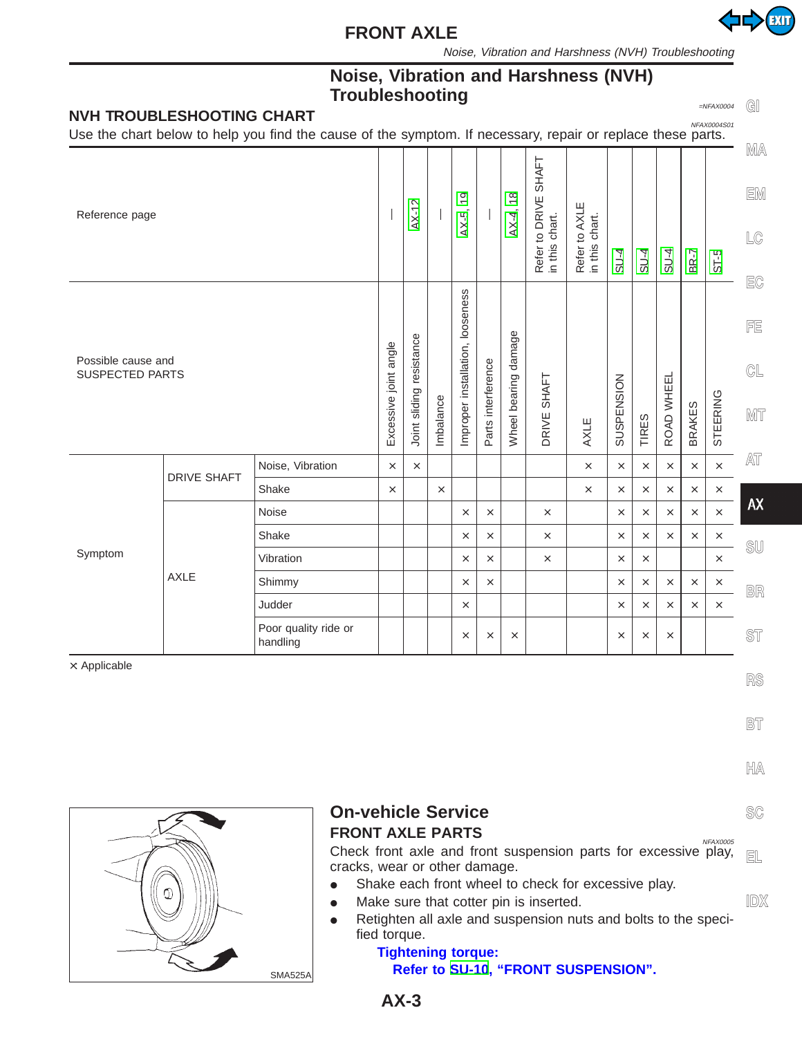## Noise, Vibration and Harshness (NVH) Troubleshooting

=NFAX0004

### NVH TROUBLESHOOTING CHART

NFAX0004S01

Use the chart below to help you find the cause of the symptom. If necessary, repair or replace these parts.

| Reference page | | | — | AX-12 | — | AX-5, 19 | — | AX-4, 18 | Refer to DRIVE SHAFT in this chart. | Refer to AXLE in this chart. | SU-4 | SU-4 | SU-4 | BR-7 | ST-5 |
|---|---|---|---|---|---|---|---|---|---|---|---|---|---|---|---|
| Possible cause and SUSPECTED PARTS | | | Excessive joint angle | Joint sliding resistance | Imbalance | Improper installation, looseness | Parts interference | Wheel bearing damage | DRIVE SHAFT | AXLE | SUSPENSION | TIRES | ROAD WHEEL | BRAKES | STEERING |
| Symptom | DRIVE SHAFT | Noise, Vibration | × | × | | | | | | × | × | × | × | × | × |
| | | Shake | × | | × | | | | | × | × | × | × | × | × |
| | AXLE | Noise | | | | × | × | | × | | × | × | × | × | × |
| | | Shake | | | | × | × | | × | | × | × | × | × | × |
| | | Vibration | | | | × | × | | × | | × | × | | | × |
| | | Shimmy | | | | × | × | | | | × | × | × | × | × |
| | | Judder | | | | × | | | | | × | × | × | × | × |
| | | Poor quality ride or handling | | | | × | × | × | | | × | × | × | | |

× Applicable

SMA525A

## On-vehicle Service

### FRONT AXLE PARTS

NFAX0005

Check front axle and front suspension parts for excessive play, cracks, wear or other damage.

- Shake each front wheel to check for excessive play.
- Make sure that cotter pin is inserted.
- Retighten all axle and suspension nuts and bolts to the specified torque.

**Tightening torque:**
**Refer to SU-10, "FRONT SUSPENSION".**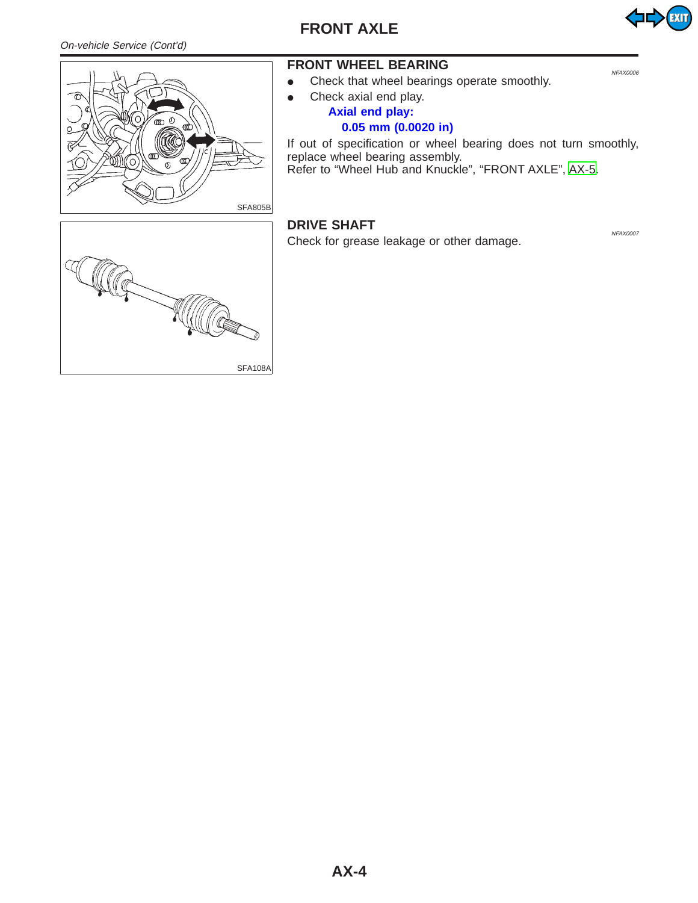*On-vehicle Service (Cont'd)*

SFA805B

## FRONT WHEEL BEARING

NFAX0006

- Check that wheel bearings operate smoothly.
- Check axial end play.

  **Axial end play:**

  **0.05 mm (0.0020 in)**

If out of specification or wheel bearing does not turn smoothly, replace wheel bearing assembly.
Refer to "Wheel Hub and Knuckle", "FRONT AXLE", AX-5.

SFA108A

## DRIVE SHAFT

NFAX0007

Check for grease leakage or other damage.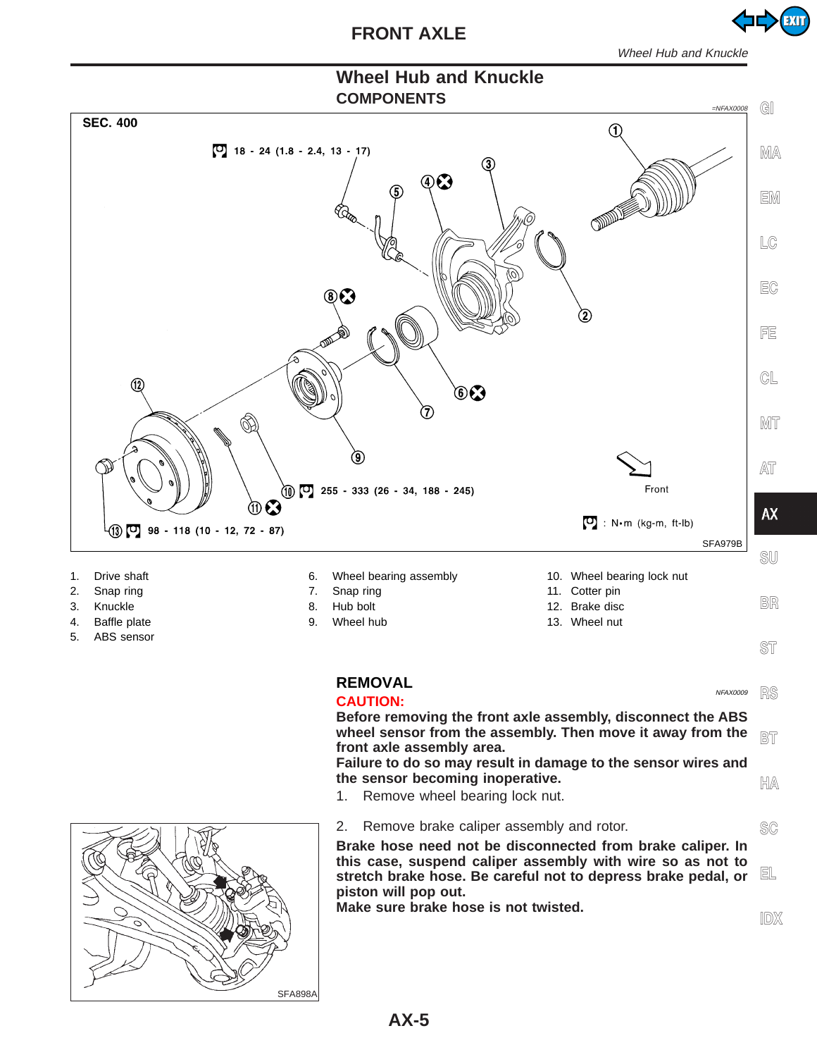# Wheel Hub and Knuckle

## COMPONENTS

=NFAX0008

SEC. 400

18 - 24 (1.8 - 2.4, 13 - 17)

255 - 333 (26 - 34, 188 - 245)

98 - 118 (10 - 12, 72 - 87)

Front

: N·m (kg-m, ft-lb)

SFA979B

1. Drive shaft
2. Snap ring
3. Knuckle
4. Baffle plate
5. ABS sensor
6. Wheel bearing assembly
7. Snap ring
8. Hub bolt
9. Wheel hub
10. Wheel bearing lock nut
11. Cotter pin
12. Brake disc
13. Wheel nut

## REMOVAL

NFAX0009

**CAUTION:**

**Before removing the front axle assembly, disconnect the ABS wheel sensor from the assembly. Then move it away from the front axle assembly area.**

**Failure to do so may result in damage to the sensor wires and the sensor becoming inoperative.**

1. Remove wheel bearing lock nut.

SFA898A

2. Remove brake caliper assembly and rotor.

**Brake hose need not be disconnected from brake caliper. In this case, suspend caliper assembly with wire so as not to stretch brake hose. Be careful not to depress brake pedal, or piston will pop out.**

**Make sure brake hose is not twisted.**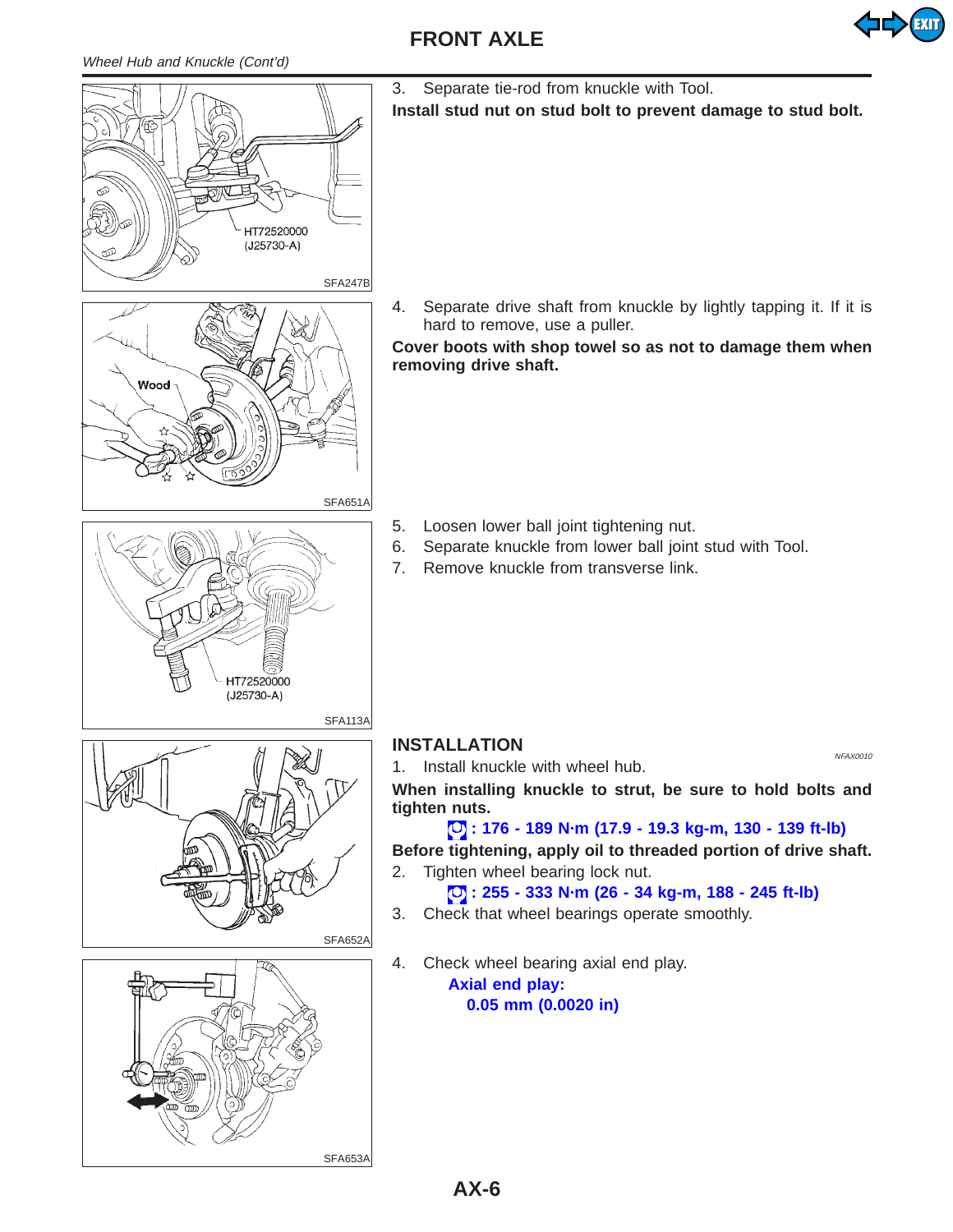*Wheel Hub and Knuckle (Cont'd)*

HT72520000 (J25730-A)

SFA247B

3. Separate tie-rod from knuckle with Tool.

**Install stud nut on stud bolt to prevent damage to stud bolt.**

Wood

SFA651A

4. Separate drive shaft from knuckle by lightly tapping it. If it is hard to remove, use a puller.

**Cover boots with shop towel so as not to damage them when removing drive shaft.**

HT72520000 (J25730-A)

SFA113A

5. Loosen lower ball joint tightening nut.
6. Separate knuckle from lower ball joint stud with Tool.
7. Remove knuckle from transverse link.

SFA652A

## INSTALLATION

NFAX0010

1. Install knuckle with wheel hub.

**When installing knuckle to strut, be sure to hold bolts and tighten nuts.**

**: 176 - 189 N·m (17.9 - 19.3 kg-m, 130 - 139 ft-lb)**

**Before tightening, apply oil to threaded portion of drive shaft.**

2. Tighten wheel bearing lock nut.

**: 255 - 333 N·m (26 - 34 kg-m, 188 - 245 ft-lb)**

3. Check that wheel bearings operate smoothly.

SFA653A

4. Check wheel bearing axial end play.

**Axial end play:**
**0.05 mm (0.0020 in)**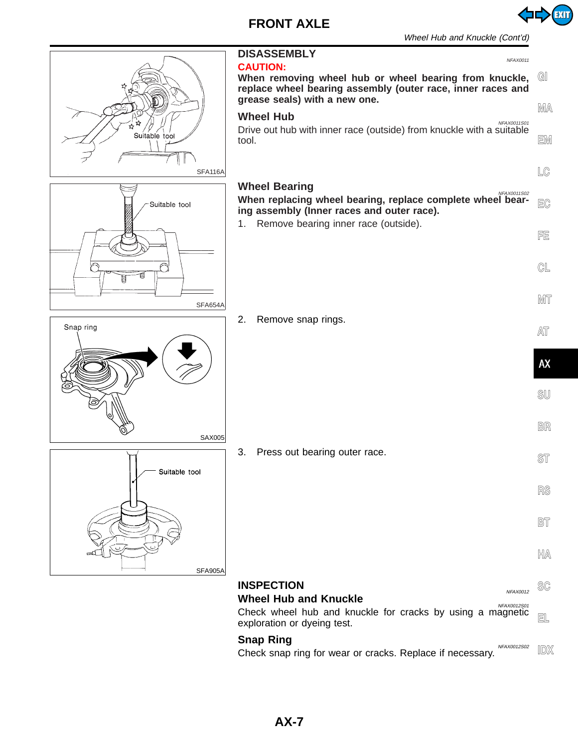## DISASSEMBLY

NFAX0011

**CAUTION:**

**When removing wheel hub or wheel bearing from knuckle, replace wheel bearing assembly (outer race, inner races and grease seals) with a new one.**

### Wheel Hub

NFAX0011S01

Drive out hub with inner race (outside) from knuckle with a suitable tool.

Suitable tool

SFA116A

### Wheel Bearing

NFAX0011S02

**When replacing wheel bearing, replace complete wheel bearing assembly (Inner races and outer race).**

1. Remove bearing inner race (outside).

Suitable tool

SFA654A

2. Remove snap rings.

Snap ring

SAX005

3. Press out bearing outer race.

Suitable tool

SFA905A

## INSPECTION

NFAX0012

### Wheel Hub and Knuckle

NFAX0012S01

Check wheel hub and knuckle for cracks by using a magnetic exploration or dyeing test.

### Snap Ring

NFAX0012S02

Check snap ring for wear or cracks. Replace if necessary.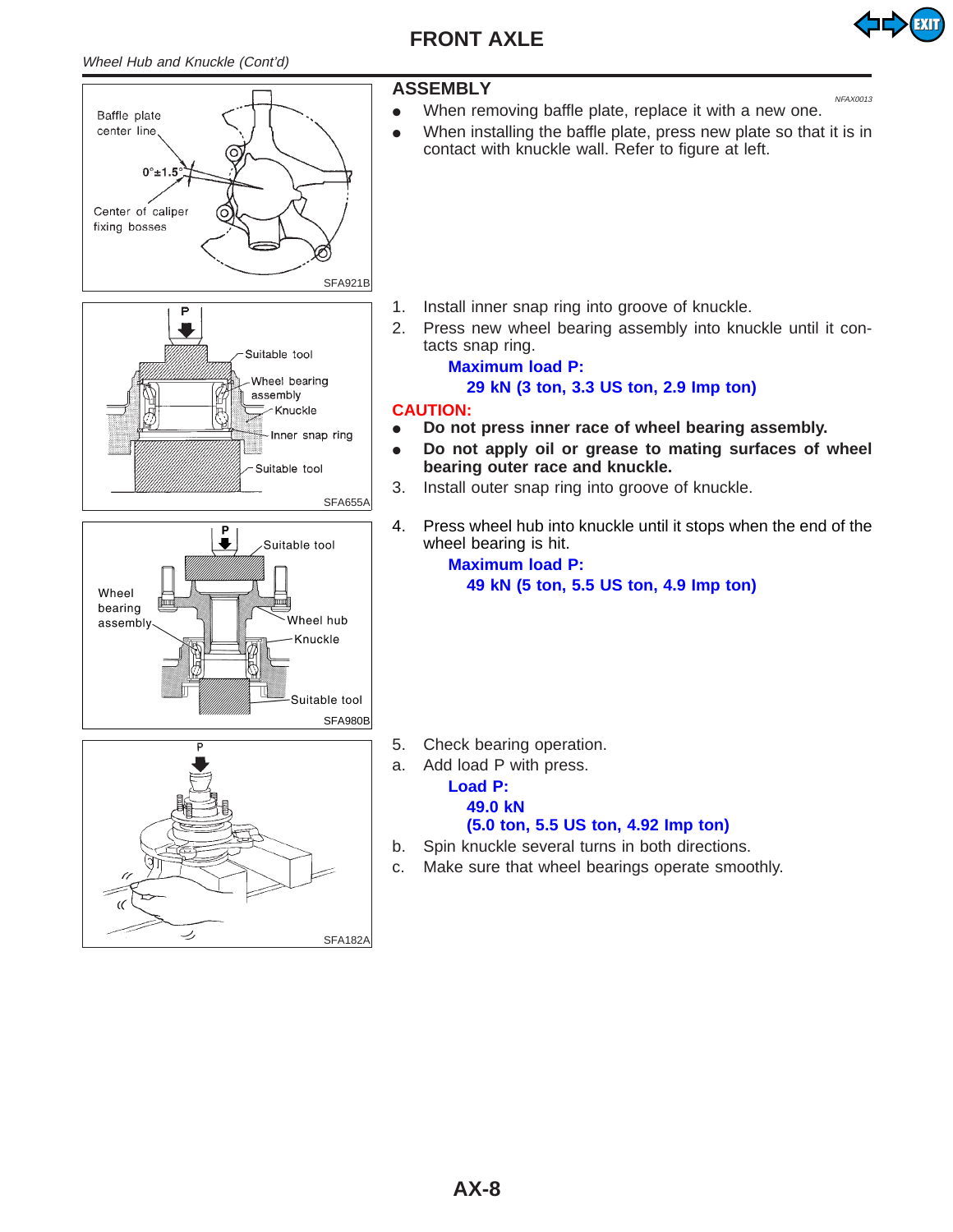Wheel Hub and Knuckle (Cont'd)

## ASSEMBLY

NFAX0013

- When removing baffle plate, replace it with a new one.
- When installing the baffle plate, press new plate so that it is in contact with knuckle wall. Refer to figure at left.

Baffle plate center line

0°±1.5°

Center of caliper fixing bosses

SFA921B

1. Install inner snap ring into groove of knuckle.
2. Press new wheel bearing assembly into knuckle until it contacts snap ring.

   **Maximum load P:**
   **29 kN (3 ton, 3.3 US ton, 2.9 Imp ton)**

**CAUTION:**

- **Do not press inner race of wheel bearing assembly.**
- **Do not apply oil or grease to mating surfaces of wheel bearing outer race and knuckle.**

3. Install outer snap ring into groove of knuckle.

P

Suitable tool

Wheel bearing assembly

Knuckle

Inner snap ring

Suitable tool

SFA655A

4. Press wheel hub into knuckle until it stops when the end of the wheel bearing is hit.

   **Maximum load P:**
   **49 kN (5 ton, 5.5 US ton, 4.9 Imp ton)**

P

Suitable tool

Wheel bearing assembly

Wheel hub

Knuckle

Suitable tool

SFA980B

5. Check bearing operation.
   a. Add load P with press.

      **Load P:**
      **49.0 kN**
      **(5.0 ton, 5.5 US ton, 4.92 Imp ton)**

   b. Spin knuckle several turns in both directions.
   c. Make sure that wheel bearings operate smoothly.

P

SFA182A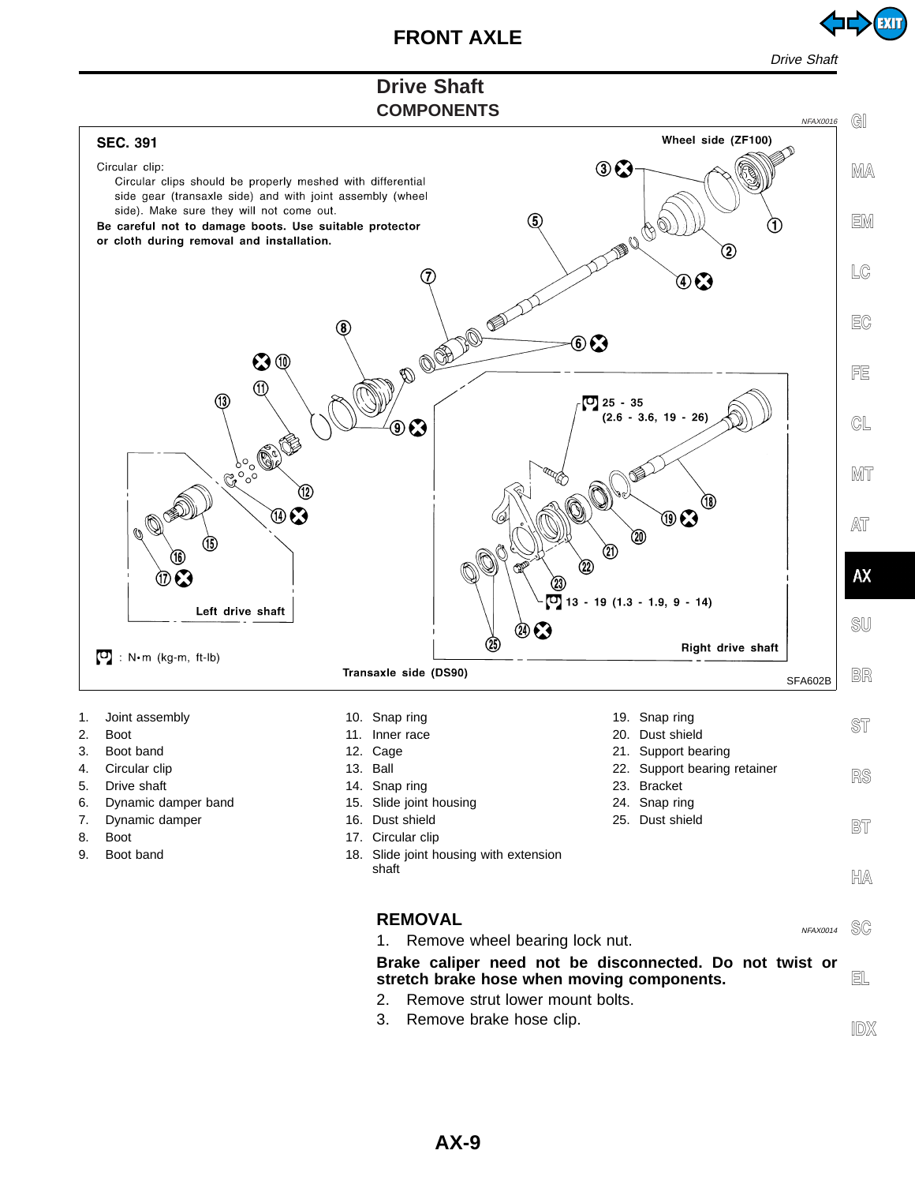# Drive Shaft

## COMPONENTS

NFAX0016

SEC. 391

Circular clip:
Circular clips should be properly meshed with differential side gear (transaxle side) and with joint assembly (wheel side). Make sure they will not come out.

**Be careful not to damage boots. Use suitable protector or cloth during removal and installation.**

Wheel side (ZF100)

25 - 35 (2.6 - 3.6, 19 - 26)

13 - 19 (1.3 - 1.9, 9 - 14)

Left drive shaft

Right drive shaft

Transaxle side (DS90)

: N•m (kg-m, ft-lb)

SFA602B

1. Joint assembly
2. Boot
3. Boot band
4. Circular clip
5. Drive shaft
6. Dynamic damper band
7. Dynamic damper
8. Boot
9. Boot band
10. Snap ring
11. Inner race
12. Cage
13. Ball
14. Snap ring
15. Slide joint housing
16. Dust shield
17. Circular clip
18. Slide joint housing with extension shaft
19. Snap ring
20. Dust shield
21. Support bearing
22. Support bearing retainer
23. Bracket
24. Snap ring
25. Dust shield

## REMOVAL

NFAX0014

1. Remove wheel bearing lock nut.

**Brake caliper need not be disconnected. Do not twist or stretch brake hose when moving components.**

2. Remove strut lower mount bolts.
3. Remove brake hose clip.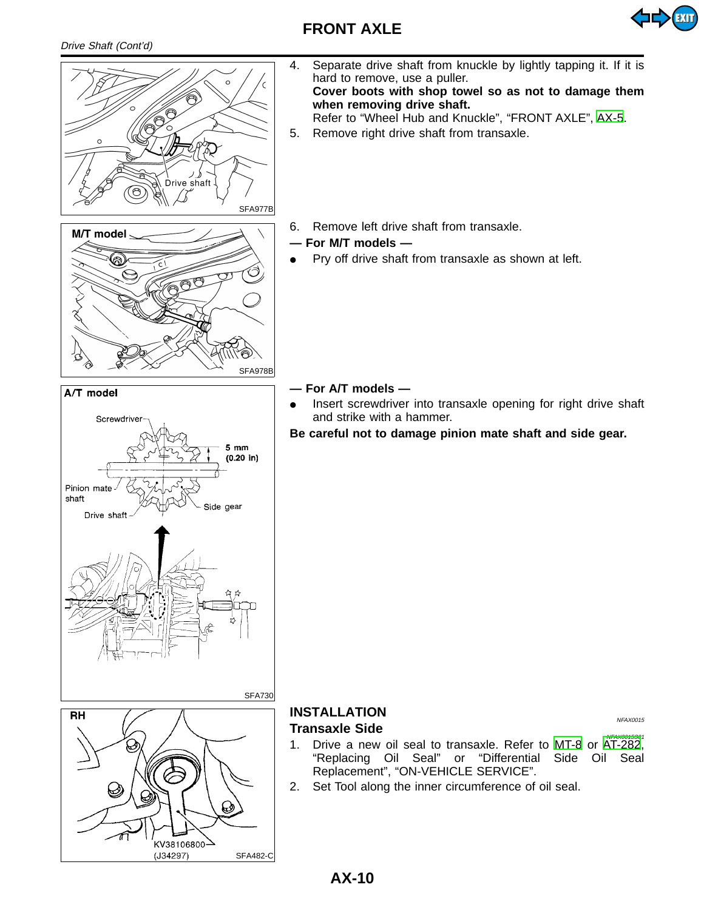# FRONT AXLE

*Drive Shaft (Cont'd)*

Drive shaft

SFA977B

4. Separate drive shaft from knuckle by lightly tapping it. If it is hard to remove, use a puller.
   **Cover boots with shop towel so as not to damage them when removing drive shaft.**
   Refer to "Wheel Hub and Knuckle", "FRONT AXLE", AX-5.
5. Remove right drive shaft from transaxle.

M/T model

SFA978B

6. Remove left drive shaft from transaxle.

**— For M/T models —**

- Pry off drive shaft from transaxle as shown at left.

A/T model

Screwdriver

5 mm (0.20 in)

Pinion mate shaft

Side gear

Drive shaft

SFA730

**— For A/T models —**

- Insert screwdriver into transaxle opening for right drive shaft and strike with a hammer.

**Be careful not to damage pinion mate shaft and side gear.**

RH

KV38106800 (J34297)

SFA482-C

## INSTALLATION

NFAX0015

### Transaxle Side

NFAX0015S01

1. Drive a new oil seal to transaxle. Refer to MT-8 or AT-282, "Replacing Oil Seal" or "Differential Side Oil Seal Replacement", "ON-VEHICLE SERVICE".
2. Set Tool along the inner circumference of oil seal.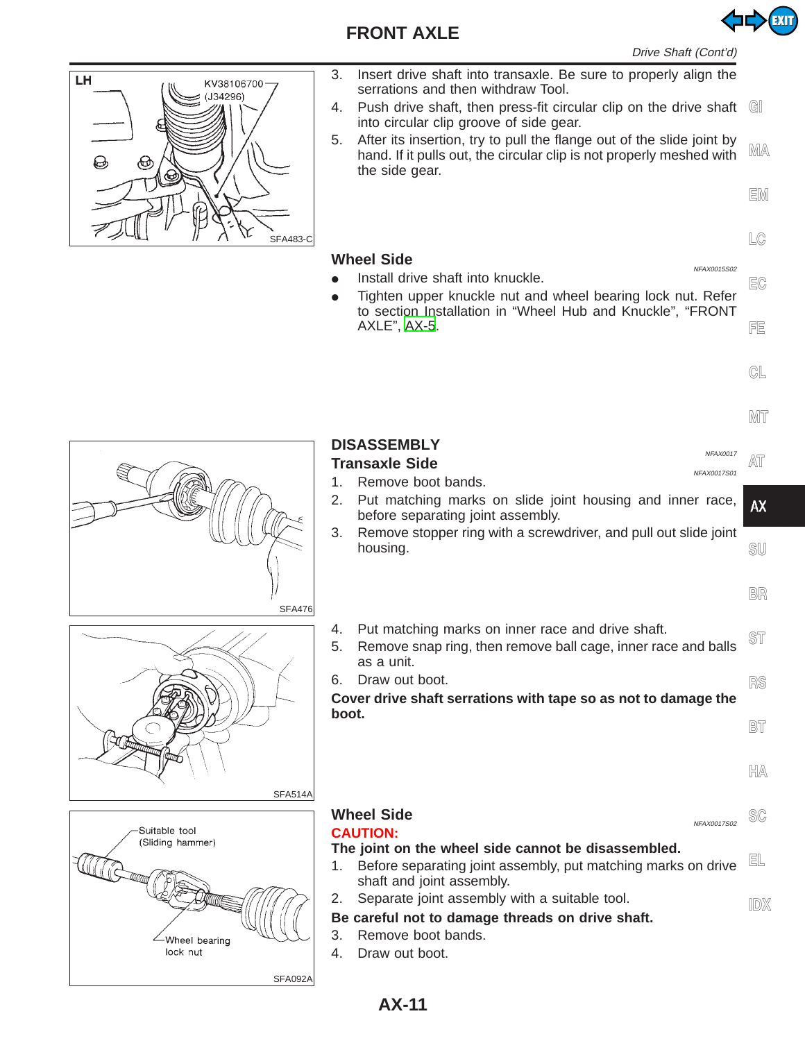3. Insert drive shaft into transaxle. Be sure to properly align the serrations and then withdraw Tool.
4. Push drive shaft, then press-fit circular clip on the drive shaft into circular clip groove of side gear.
5. After its insertion, try to pull the flange out of the slide joint by hand. If it pulls out, the circular clip is not properly meshed with the side gear.

LH KV38106700 (J34296)

SFA483-C

### Wheel Side

NFAX0015S02

- Install drive shaft into knuckle.
- Tighten upper knuckle nut and wheel bearing lock nut. Refer to section Installation in “Wheel Hub and Knuckle”, “FRONT AXLE”, AX-5.

## DISASSEMBLY

NFAX0017

### Transaxle Side

NFAX0017S01

1. Remove boot bands.
2. Put matching marks on slide joint housing and inner race, before separating joint assembly.
3. Remove stopper ring with a screwdriver, and pull out slide joint housing.

SFA476

4. Put matching marks on inner race and drive shaft.
5. Remove snap ring, then remove ball cage, inner race and balls as a unit.
6. Draw out boot.

**Cover drive shaft serrations with tape so as not to damage the boot.**

SFA514A

### Wheel Side

NFAX0017S02

**CAUTION:**

**The joint on the wheel side cannot be disassembled.**

1. Before separating joint assembly, put matching marks on drive shaft and joint assembly.
2. Separate joint assembly with a suitable tool.

**Be careful not to damage threads on drive shaft.**

3. Remove boot bands.
4. Draw out boot.

Suitable tool (Sliding hammer)

Wheel bearing lock nut

SFA092A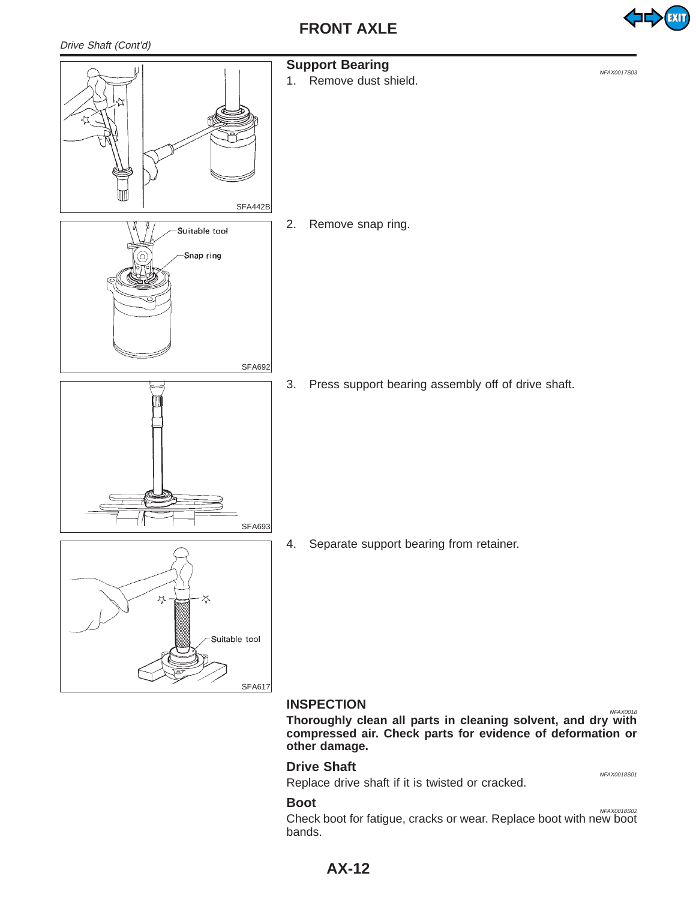Drive Shaft (Cont'd)

## Support Bearing

NFAX0017S03

1. Remove dust shield.

SFA442B

Suitable tool

Snap ring

SFA692

2. Remove snap ring.

SFA693

3. Press support bearing assembly off of drive shaft.

Suitable tool

SFA617

4. Separate support bearing from retainer.

## INSPECTION

NFAX0018

**Thoroughly clean all parts in cleaning solvent, and dry with compressed air. Check parts for evidence of deformation or other damage.**

### Drive Shaft

NFAX0018S01

Replace drive shaft if it is twisted or cracked.

### Boot

NFAX0018S02

Check boot for fatigue, cracks or wear. Replace boot with new boot bands.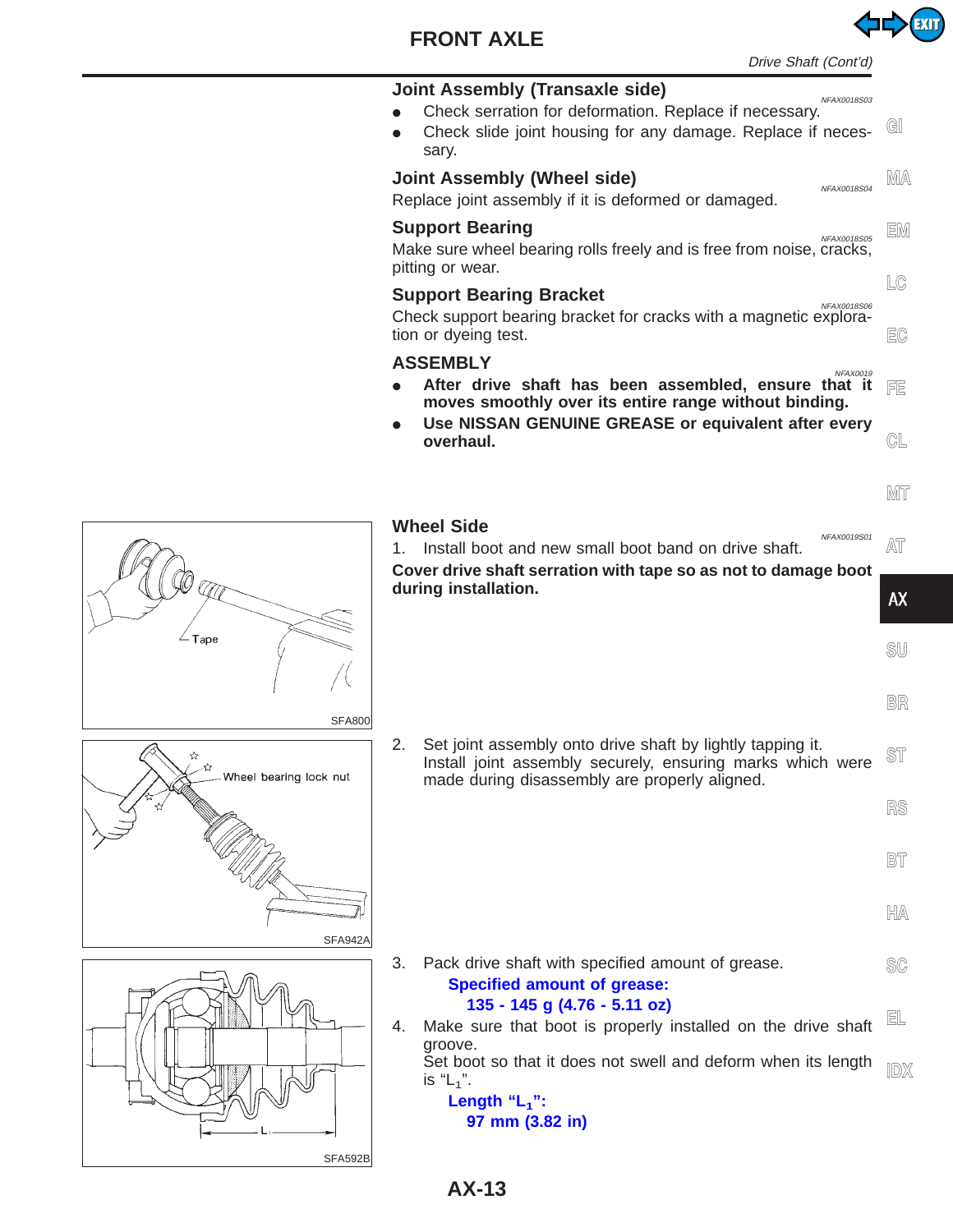# FRONT AXLE

Drive Shaft (Cont'd)

### Joint Assembly (Transaxle side)

NFAX0018S03

- Check serration for deformation. Replace if necessary.
- Check slide joint housing for any damage. Replace if necessary.

### Joint Assembly (Wheel side)

NFAX0018S04

Replace joint assembly if it is deformed or damaged.

### Support Bearing

NFAX0018S05

Make sure wheel bearing rolls freely and is free from noise, cracks, pitting or wear.

### Support Bearing Bracket

NFAX0018S06

Check support bearing bracket for cracks with a magnetic exploration or dyeing test.

## ASSEMBLY

NFAX0019

- **After drive shaft has been assembled, ensure that it moves smoothly over its entire range without binding.**
- **Use NISSAN GENUINE GREASE or equivalent after every overhaul.**

### Wheel Side

NFAX0019S01

1. Install boot and new small boot band on drive shaft.

**Cover drive shaft serration with tape so as not to damage boot during installation.**

Tape

SFA800

2. Set joint assembly onto drive shaft by lightly tapping it.
   Install joint assembly securely, ensuring marks which were made during disassembly are properly aligned.

Wheel bearing lock nut

SFA942A

3. Pack drive shaft with specified amount of grease.
   **Specified amount of grease:**
   **135 - 145 g (4.76 - 5.11 oz)**
4. Make sure that boot is properly installed on the drive shaft groove.
   Set boot so that it does not swell and deform when its length is "$L_1$".
   **Length "$L_1$":**
   **97 mm (3.82 in)**

$L_1$

SFA592B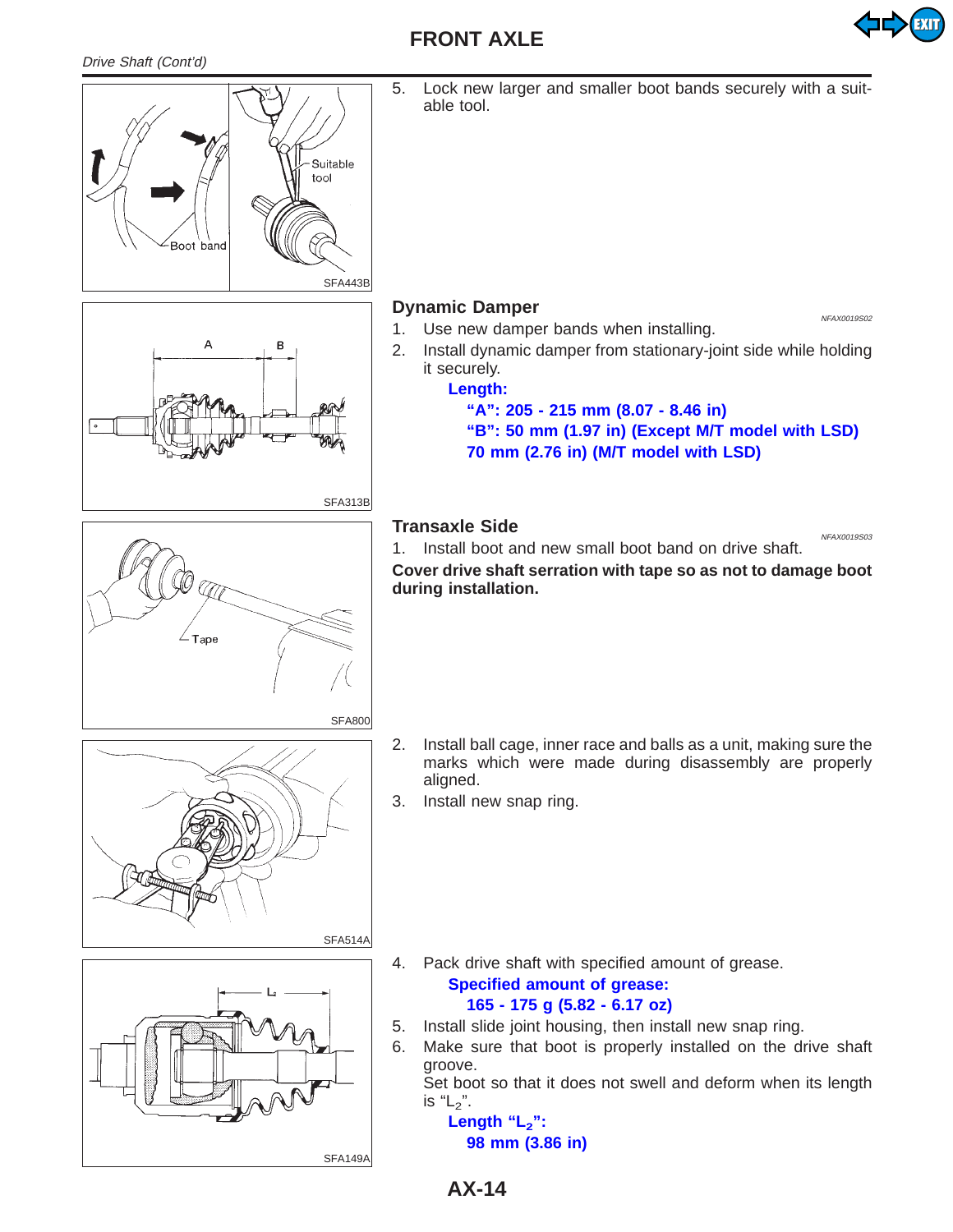*Drive Shaft (Cont'd)*

5. Lock new larger and smaller boot bands securely with a suitable tool.

Suitable tool

Boot band

SFA443B

### Dynamic Damper

NFAX0019S02

1. Use new damper bands when installing.
2. Install dynamic damper from stationary-joint side while holding it securely.

   **Length:**

   **"A": 205 - 215 mm (8.07 - 8.46 in)**

   **"B": 50 mm (1.97 in) (Except M/T model with LSD)**

   **70 mm (2.76 in) (M/T model with LSD)**

SFA313B

### Transaxle Side

NFAX0019S03

1. Install boot and new small boot band on drive shaft.

**Cover drive shaft serration with tape so as not to damage boot during installation.**

Tape

SFA800

2. Install ball cage, inner race and balls as a unit, making sure the marks which were made during disassembly are properly aligned.
3. Install new snap ring.

SFA514A

4. Pack drive shaft with specified amount of grease.

   **Specified amount of grease:**

   **165 - 175 g (5.82 - 6.17 oz)**

5. Install slide joint housing, then install new snap ring.
6. Make sure that boot is properly installed on the drive shaft groove.

   Set boot so that it does not swell and deform when its length is "$L_2$".

   **Length "$L_2$":**

   **98 mm (3.86 in)**

SFA149A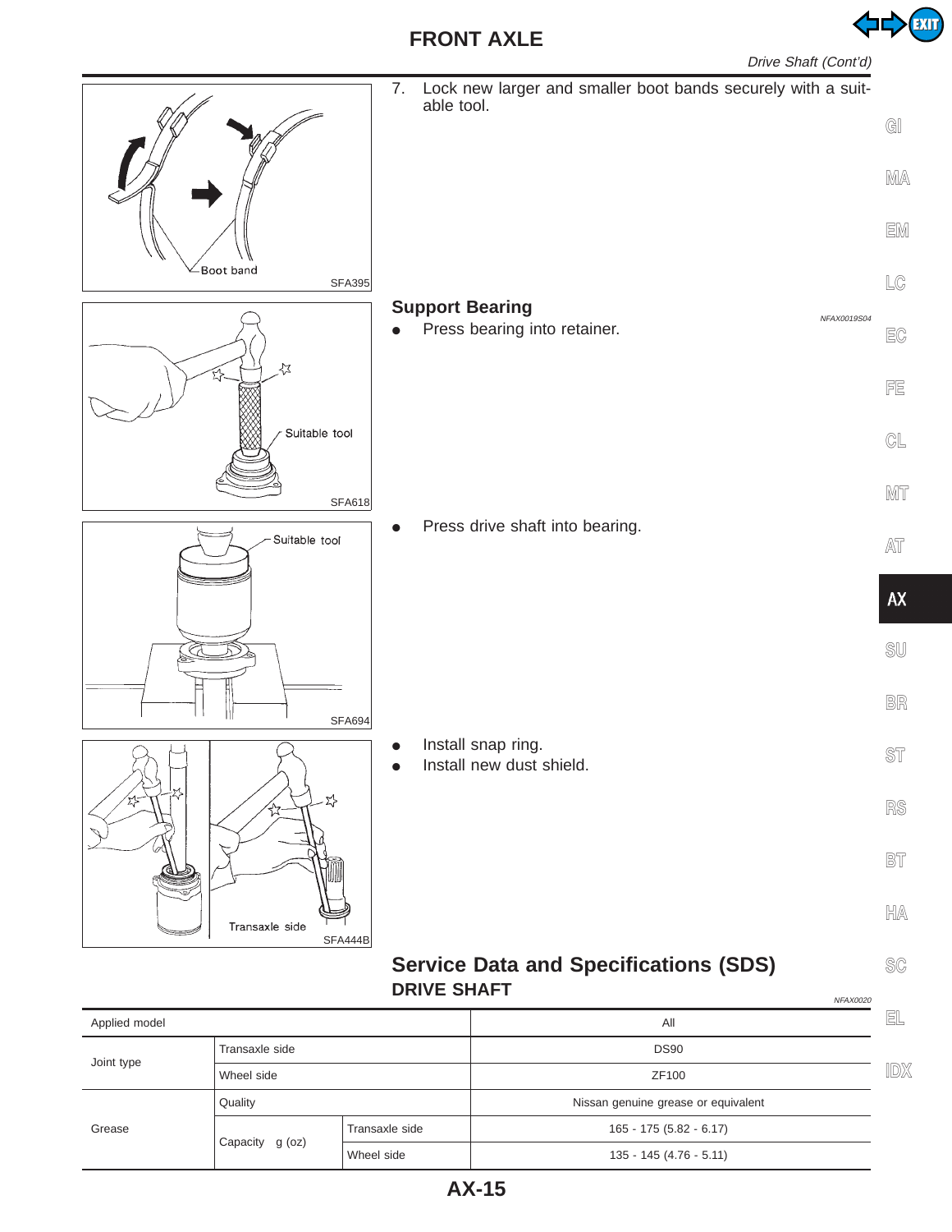Drive Shaft (Cont'd)

7. Lock new larger and smaller boot bands securely with a suitable tool.

Boot band

SFA395

## Support Bearing

NFAX0019S04

- Press bearing into retainer.

Suitable tool

SFA618

- Press drive shaft into bearing.

Suitable tool

SFA694

- Install snap ring.
- Install new dust shield.

Transaxle side

SFA444B

# Service Data and Specifications (SDS)

## DRIVE SHAFT

NFAX0020

| Applied model | | | All |
|---|---|---|---|
| Joint type | Transaxle side | | DS90 |
| | Wheel side | | ZF100 |
| Grease | Quality | | Nissan genuine grease or equivalent |
| | Capacity g (oz) | Transaxle side | 165 - 175 (5.82 - 6.17) |
| | | Wheel side | 135 - 145 (4.76 - 5.11) |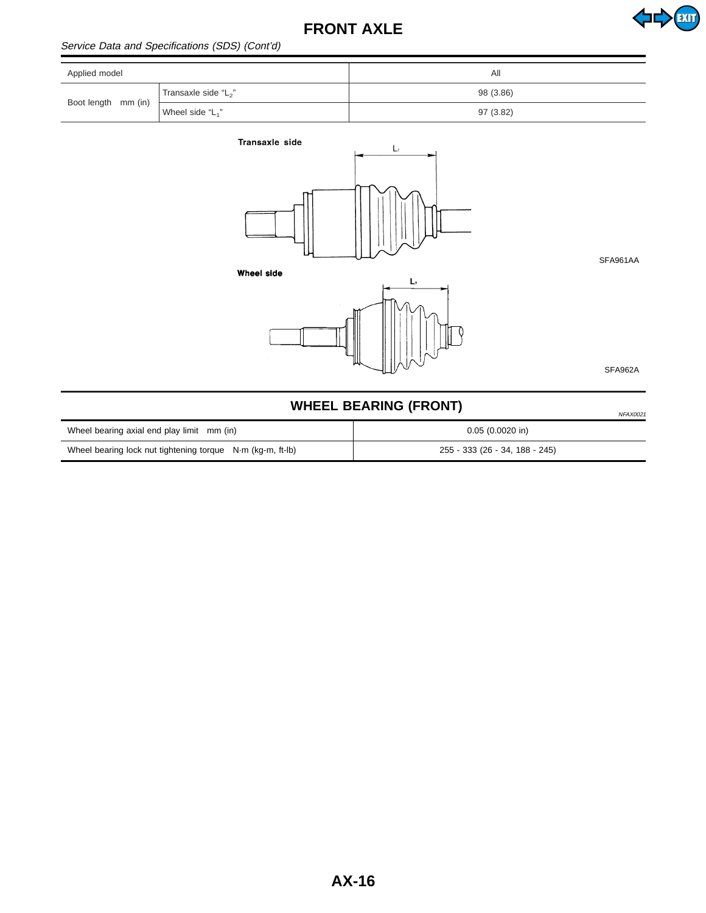*Service Data and Specifications (SDS) (Cont'd)*

| Applied model | | All |
|---|---|---|
| Boot length mm (in) | Transaxle side "$L_2$" | 98 (3.86) |
| | Wheel side "$L_1$" | 97 (3.82) |

Transaxle side

SFA961AA

Wheel side

SFA962A

## WHEEL BEARING (FRONT)

*NFAX0021*

| Wheel bearing axial end play limit mm (in) | 0.05 (0.0020 in) |
|---|---|
| Wheel bearing lock nut tightening torque N·m (kg-m, ft-lb) | 255 - 333 (26 - 34, 188 - 245) |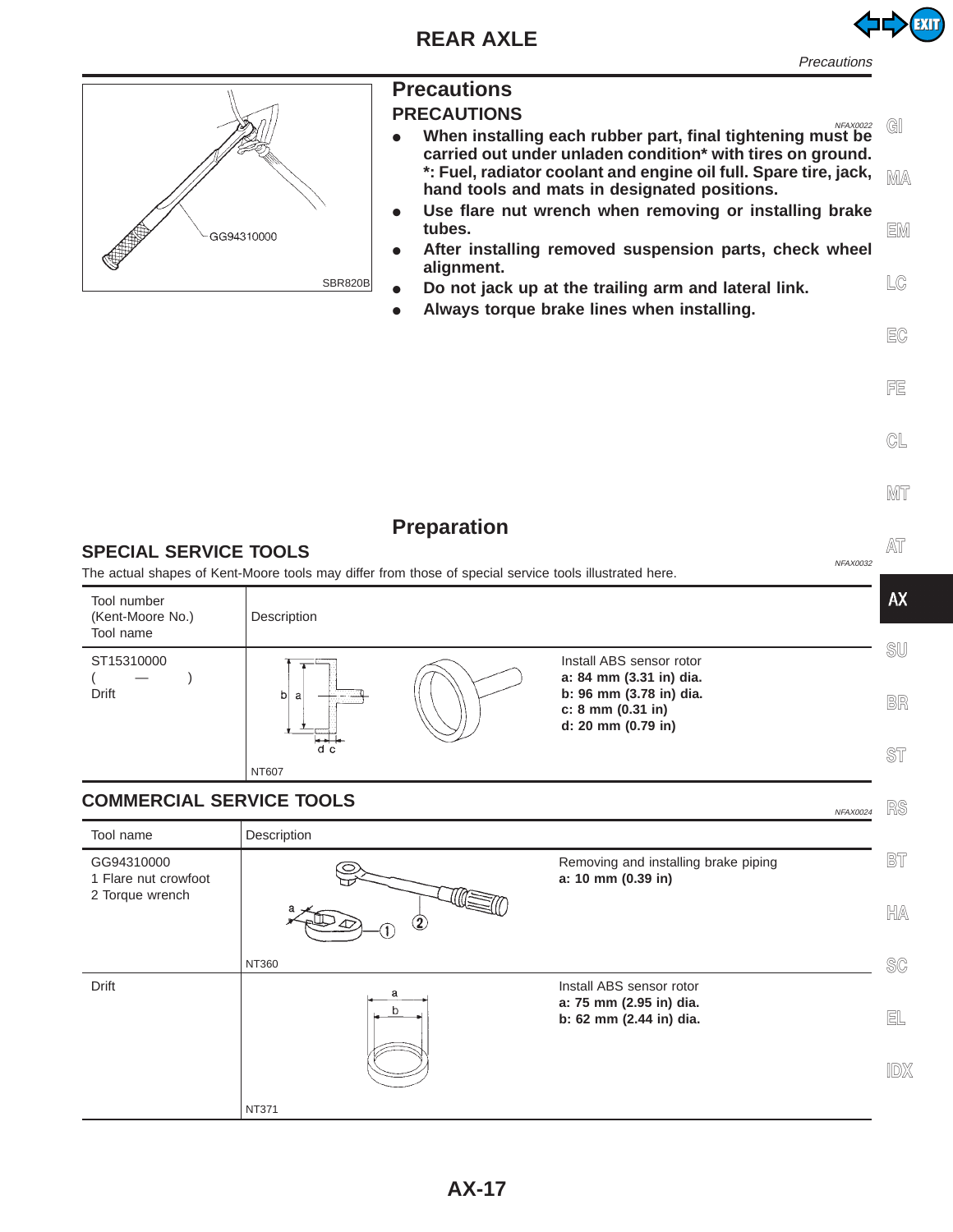# REAR AXLE

## Precautions

### PRECAUTIONS

GG94310000

SBR820B

NFAX0022

- **When installing each rubber part, final tightening must be carried out under unladen condition* with tires on ground.**
  **\*: Fuel, radiator coolant and engine oil full. Spare tire, jack, hand tools and mats in designated positions.**
- **Use flare nut wrench when removing or installing brake tubes.**
- **After installing removed suspension parts, check wheel alignment.**
- **Do not jack up at the trailing arm and lateral link.**
- **Always torque brake lines when installing.**

## Preparation

### SPECIAL SERVICE TOOLS

NFAX0032

The actual shapes of Kent-Moore tools may differ from those of special service tools illustrated here.

| Tool number (Kent-Moore No.) Tool name | Description | |
|---|---|---|
| ST15310000<br>( — )<br>Drift | NT607 | Install ABS sensor rotor<br>**a: 84 mm (3.31 in) dia.**<br>**b: 96 mm (3.78 in) dia.**<br>**c: 8 mm (0.31 in)**<br>**d: 20 mm (0.79 in)** |

### COMMERCIAL SERVICE TOOLS

NFAX0024

| Tool name | Description | |
|---|---|---|
| GG94310000<br>1 Flare nut crowfoot<br>2 Torque wrench | NT360 | Removing and installing brake piping<br>**a: 10 mm (0.39 in)** |
| Drift | NT371 | Install ABS sensor rotor<br>**a: 75 mm (2.95 in) dia.**<br>**b: 62 mm (2.44 in) dia.** |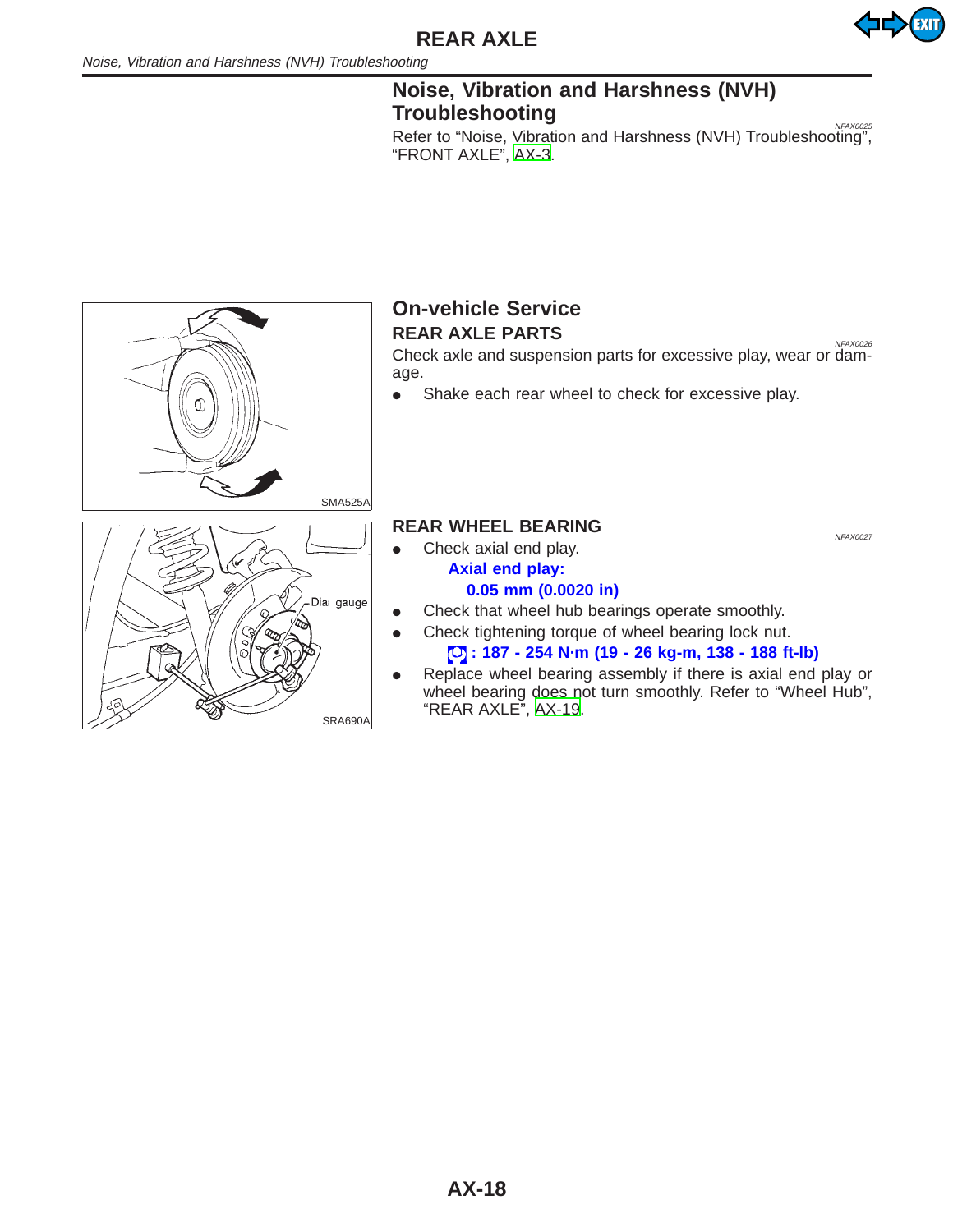## Noise, Vibration and Harshness (NVH) Troubleshooting

NFAX0025

Refer to "Noise, Vibration and Harshness (NVH) Troubleshooting", "FRONT AXLE", AX-3.

## On-vehicle Service

### REAR AXLE PARTS

NFAX0026

Check axle and suspension parts for excessive play, wear or damage.

- Shake each rear wheel to check for excessive play.

SMA525A

### REAR WHEEL BEARING

NFAX0027

- Check axial end play.

  **Axial end play:**

  **0.05 mm (0.0020 in)**

- Check that wheel hub bearings operate smoothly.
- Check tightening torque of wheel bearing lock nut.

  **: 187 - 254 N·m (19 - 26 kg-m, 138 - 188 ft-lb)**

- Replace wheel bearing assembly if there is axial end play or wheel bearing does not turn smoothly. Refer to "Wheel Hub", "REAR AXLE", AX-19.

Dial gauge

SRA690A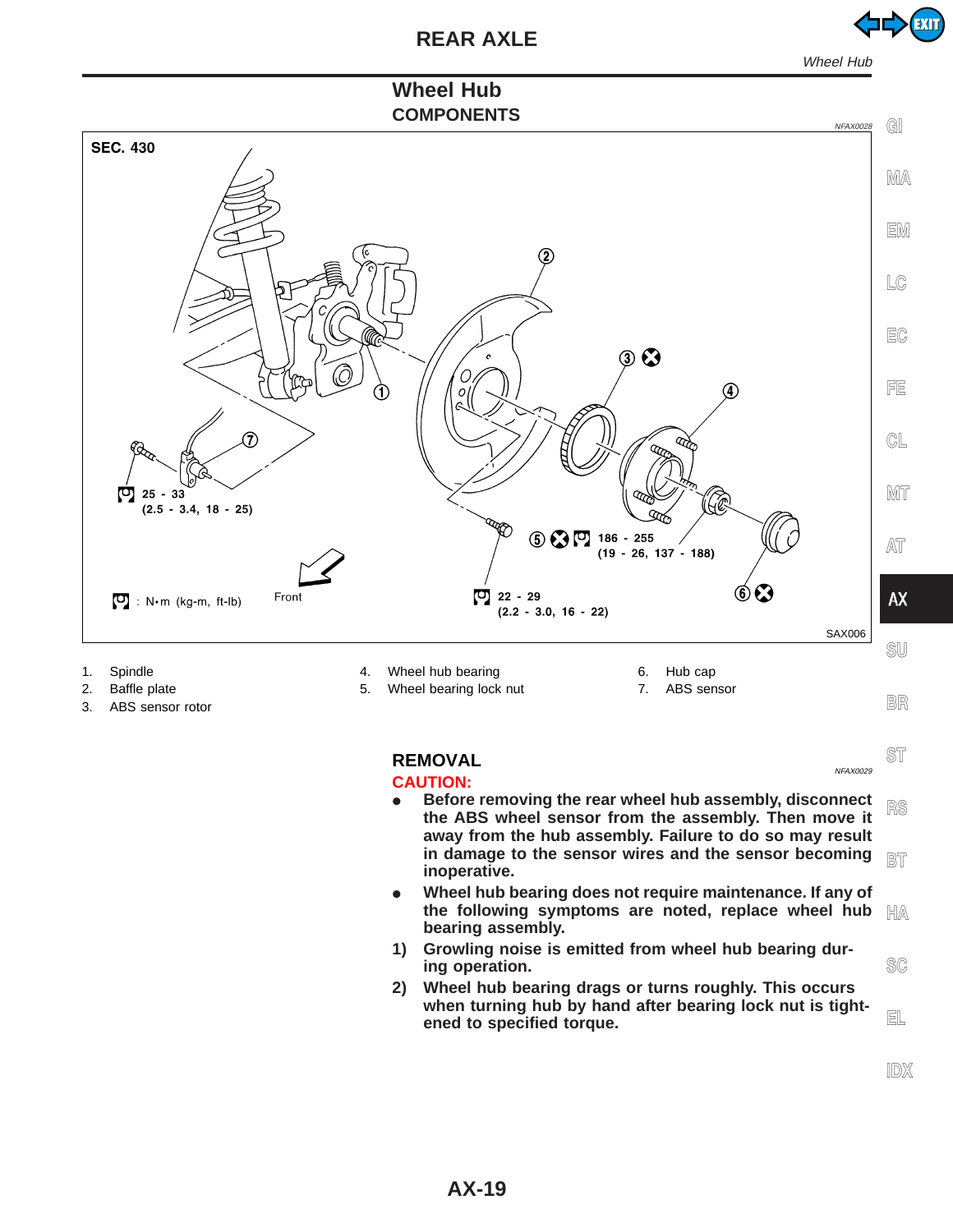## Wheel Hub

### COMPONENTS

NFAX0028

SEC. 430

25 - 33 (2.5 - 3.4, 18 - 25)

186 - 255 (19 - 26, 137 - 188)

22 - 29 (2.2 - 3.0, 16 - 22)

: N•m (kg-m, ft-lb)

Front

SAX006

1. Spindle
2. Baffle plate
3. ABS sensor rotor
4. Wheel hub bearing
5. Wheel bearing lock nut
6. Hub cap
7. ABS sensor

### REMOVAL

NFAX0029

**CAUTION:**

- **Before removing the rear wheel hub assembly, disconnect the ABS wheel sensor from the assembly. Then move it away from the hub assembly. Failure to do so may result in damage to the sensor wires and the sensor becoming inoperative.**
- **Wheel hub bearing does not require maintenance. If any of the following symptoms are noted, replace wheel hub bearing assembly.**

1) **Growling noise is emitted from wheel hub bearing during operation.**
2) **Wheel hub bearing drags or turns roughly. This occurs when turning hub by hand after bearing lock nut is tightened to specified torque.**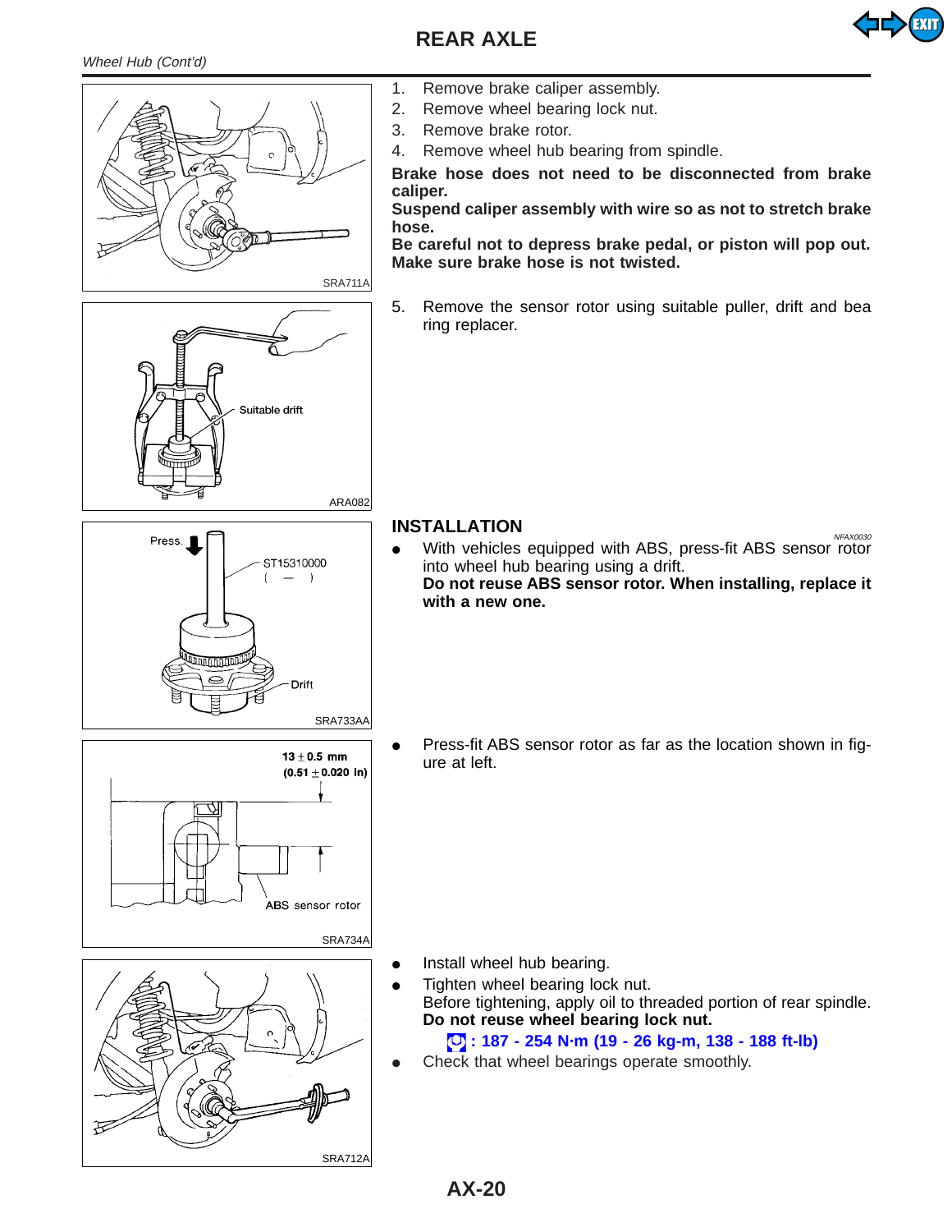Wheel Hub (Cont'd)

1. Remove brake caliper assembly.
2. Remove wheel bearing lock nut.
3. Remove brake rotor.
4. Remove wheel hub bearing from spindle.

**Brake hose does not need to be disconnected from brake caliper.**
**Suspend caliper assembly with wire so as not to stretch brake hose.**
**Be careful not to depress brake pedal, or piston will pop out. Make sure brake hose is not twisted.**

SRA711A

5. Remove the sensor rotor using suitable puller, drift and bea ring replacer.

Suitable drift

ARA082

## INSTALLATION

NFAX0030

- With vehicles equipped with ABS, press-fit ABS sensor rotor into wheel hub bearing using a drift.
  **Do not reuse ABS sensor rotor. When installing, replace it with a new one.**

Press. ST15310000 ( — ) Drift

SRA733AA

- Press-fit ABS sensor rotor as far as the location shown in figure at left.

13 ± 0.5 mm (0.51 ± 0.020 in)

ABS sensor rotor

SRA734A

- Install wheel hub bearing.
- Tighten wheel bearing lock nut.
  Before tightening, apply oil to threaded portion of rear spindle.
  **Do not reuse wheel bearing lock nut.**
  **: 187 - 254 N·m (19 - 26 kg-m, 138 - 188 ft-lb)**
- Check that wheel bearings operate smoothly.

SRA712A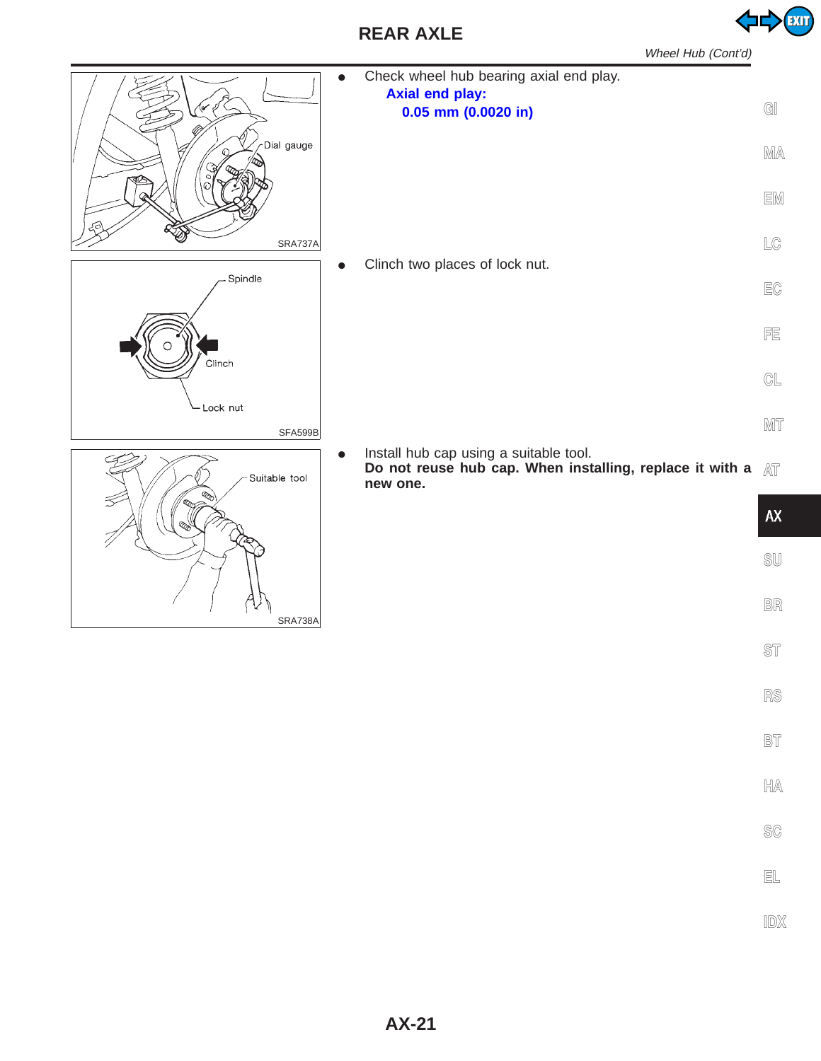- Check wheel hub bearing axial end play.
  **Axial end play:**
  **0.05 mm (0.0020 in)**

SRA737A

- Clinch two places of lock nut.

SFA599B

- Install hub cap using a suitable tool.
  **Do not reuse hub cap. When installing, replace it with a new one.**

SRA738A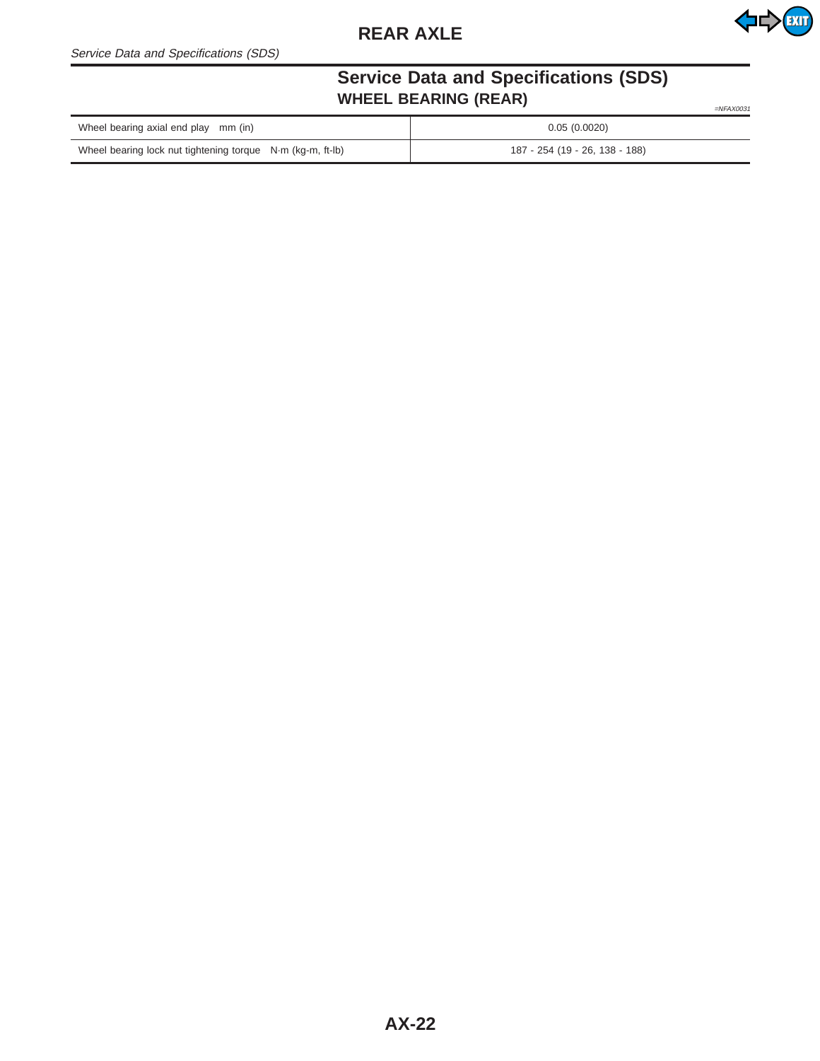# Service Data and Specifications (SDS)

## WHEEL BEARING (REAR)

=NFAX0031

| | |
|---|---|
| Wheel bearing axial end play mm (in) | 0.05 (0.0020) |
| Wheel bearing lock nut tightening torque N·m (kg-m, ft-lb) | 187 - 254 (19 - 26, 138 - 188) |